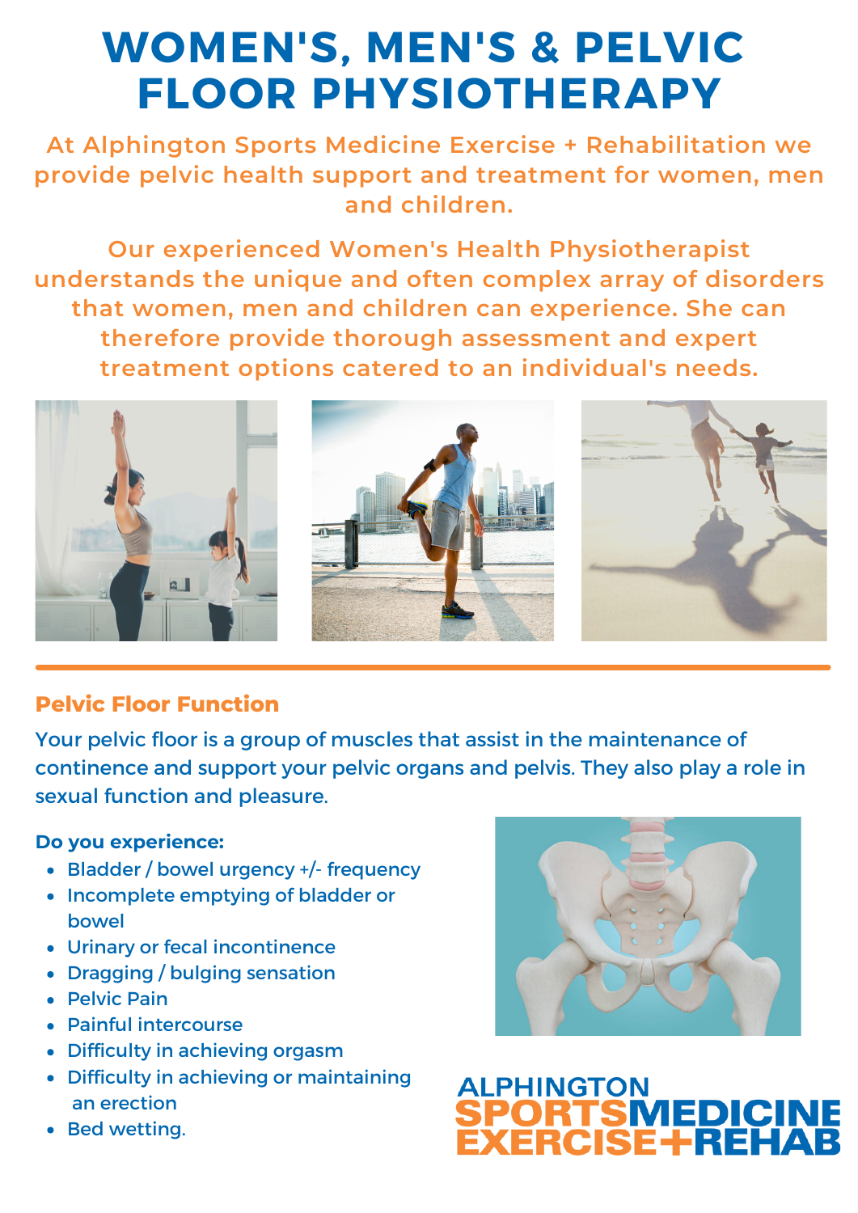# WOMEN'S, MEN'S & PELVIC FLOOR PHYSIOTHERAPY

At Alphington Sports Medicine Exercise + Rehabilitation we provide pelvic health support and treatment for women, men and children.

Our experienced Women's Health Physiotherapist understands the unique and often complex array of disorders that women, men and children can experience. She can therefore provide thorough assessment and expert treatment options catered to an individual's needs.

## Pelvic Floor Function

Your pelvic floor is a group of muscles that assist in the maintenance of continence and support your pelvic organs and pelvis. They also play a role in sexual function and pleasure.

**Do you experience:**

- Bladder / bowel urgency +/- frequency
- Incomplete emptying of bladder or bowel
- Urinary or fecal incontinence
- Dragging / bulging sensation
- Pelvic Pain
- Painful intercourse
- Difficulty in achieving orgasm
- Difficulty in achieving or maintaining an erection
- Bed wetting.

ALPHINGTON SPORTS MEDICINE EXERCISE+REHAB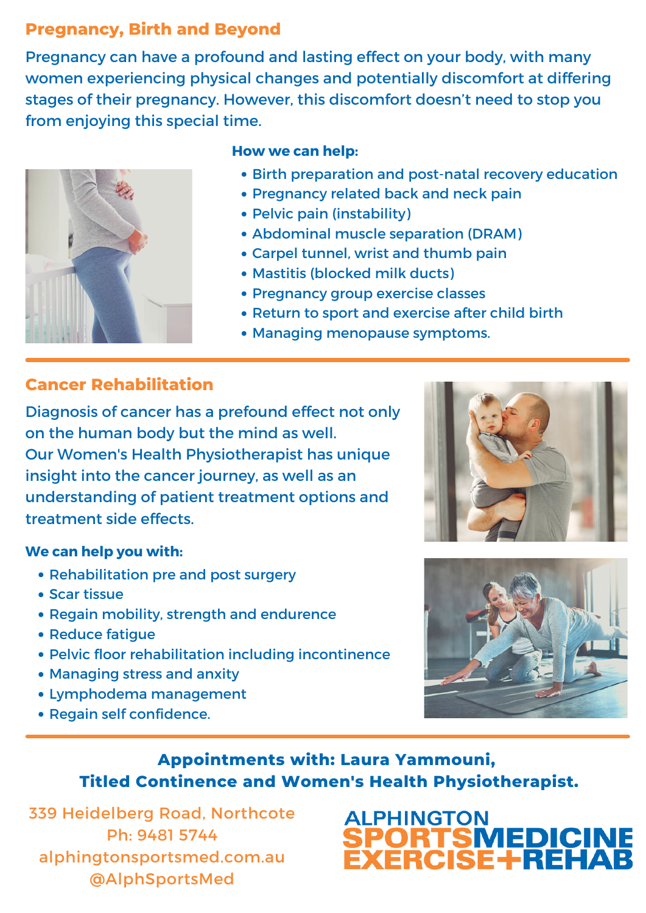## Pregnancy, Birth and Beyond

Pregnancy can have a profound and lasting effect on your body, with many women experiencing physical changes and potentially discomfort at differing stages of their pregnancy. However, this discomfort doesn't need to stop you from enjoying this special time.

**How we can help:**

- Birth preparation and post-natal recovery education
- Pregnancy related back and neck pain
- Pelvic pain (instability)
- Abdominal muscle separation (DRAM)
- Carpel tunnel, wrist and thumb pain
- Mastitis (blocked milk ducts)
- Pregnancy group exercise classes
- Return to sport and exercise after child birth
- Managing menopause symptoms.

## Cancer Rehabilitation

Diagnosis of cancer has a prefound effect not only on the human body but the mind as well. Our Women's Health Physiotherapist has unique insight into the cancer journey, as well as an understanding of patient treatment options and treatment side effects.

**We can help you with:**

- Rehabilitation pre and post surgery
- Scar tissue
- Regain mobility, strength and endurence
- Reduce fatigue
- Pelvic floor rehabilitation including incontinence
- Managing stress and anxity
- Lymphodema management
- Regain self confidence.

**Appointments with: Laura Yammouni, Titled Continence and Women's Health Physiotherapist.**

339 Heidelberg Road, Northcote
Ph: 9481 5744
alphingtonsportsmed.com.au
@AlphSportsMed

ALPHINGTON SPORTSMEDICINE EXERCISE+REHAB